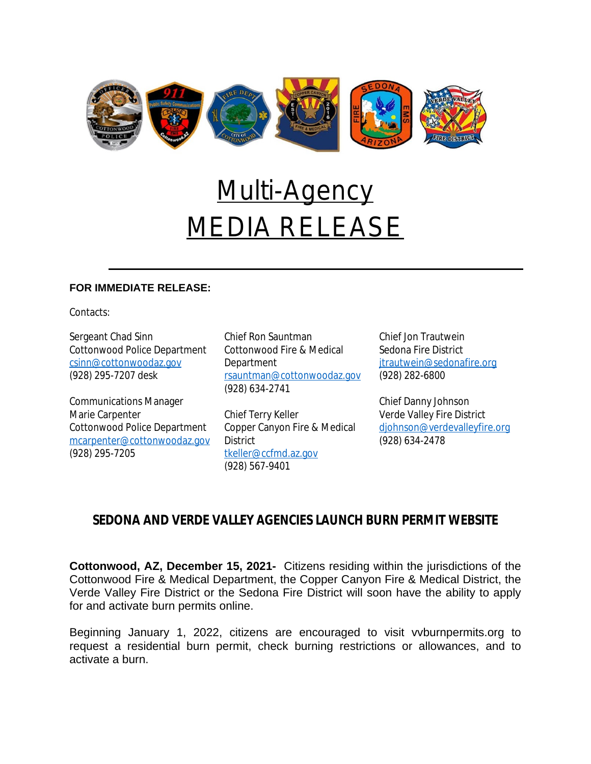# Multi-Agency MEDIA RELEASE

**FOR IMMEDIATE RELEASE:**

Contacts:

Sergeant Chad Sinn
Cottonwood Police Department
csinn@cottonwoodaz.gov
(928) 295-7207 desk

Communications Manager
Marie Carpenter
Cottonwood Police Department
mcarpenter@cottonwoodaz.gov
(928) 295-7205

Chief Ron Sauntman
Cottonwood Fire & Medical Department
rsauntman@cottonwoodaz.gov
(928) 634-2741

Chief Terry Keller
Copper Canyon Fire & Medical District
tkeller@ccfmd.az.gov
(928) 567-9401

Chief Jon Trautwein
Sedona Fire District
jtrautwein@sedonafire.org
(928) 282-6800

Chief Danny Johnson
Verde Valley Fire District
djohnson@verdevalleyfire.org
(928) 634-2478

## SEDONA AND VERDE VALLEY AGENCIES LAUNCH BURN PERMIT WEBSITE

**Cottonwood, AZ, December 15, 2021-** Citizens residing within the jurisdictions of the Cottonwood Fire & Medical Department, the Copper Canyon Fire & Medical District, the Verde Valley Fire District or the Sedona Fire District will soon have the ability to apply for and activate burn permits online.

Beginning January 1, 2022, citizens are encouraged to visit vvburnpermits.org to request a residential burn permit, check burning restrictions or allowances, and to activate a burn.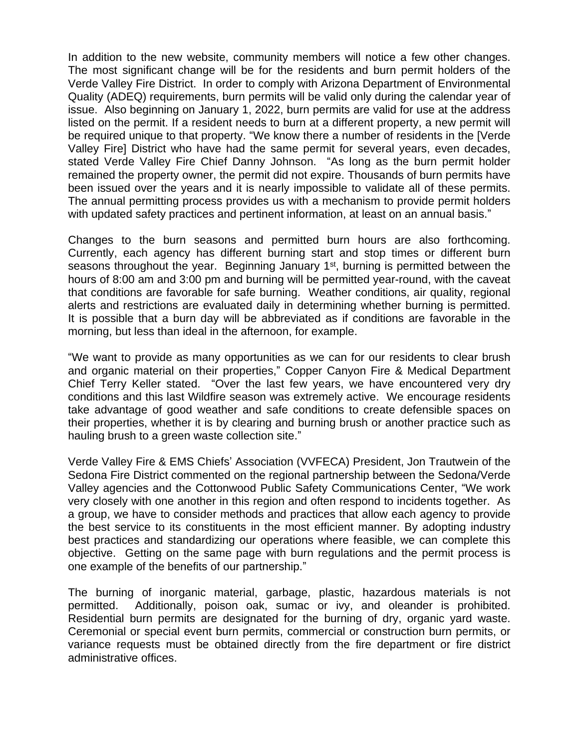In addition to the new website, community members will notice a few other changes. The most significant change will be for the residents and burn permit holders of the Verde Valley Fire District. In order to comply with Arizona Department of Environmental Quality (ADEQ) requirements, burn permits will be valid only during the calendar year of issue. Also beginning on January 1, 2022, burn permits are valid for use at the address listed on the permit. If a resident needs to burn at a different property, a new permit will be required unique to that property. "We know there a number of residents in the [Verde Valley Fire] District who have had the same permit for several years, even decades, stated Verde Valley Fire Chief Danny Johnson. "As long as the burn permit holder remained the property owner, the permit did not expire. Thousands of burn permits have been issued over the years and it is nearly impossible to validate all of these permits. The annual permitting process provides us with a mechanism to provide permit holders with updated safety practices and pertinent information, at least on an annual basis."

Changes to the burn seasons and permitted burn hours are also forthcoming. Currently, each agency has different burning start and stop times or different burn seasons throughout the year. Beginning January 1st, burning is permitted between the hours of 8:00 am and 3:00 pm and burning will be permitted year-round, with the caveat that conditions are favorable for safe burning. Weather conditions, air quality, regional alerts and restrictions are evaluated daily in determining whether burning is permitted. It is possible that a burn day will be abbreviated as if conditions are favorable in the morning, but less than ideal in the afternoon, for example.

"We want to provide as many opportunities as we can for our residents to clear brush and organic material on their properties," Copper Canyon Fire & Medical Department Chief Terry Keller stated. "Over the last few years, we have encountered very dry conditions and this last Wildfire season was extremely active. We encourage residents take advantage of good weather and safe conditions to create defensible spaces on their properties, whether it is by clearing and burning brush or another practice such as hauling brush to a green waste collection site."

Verde Valley Fire & EMS Chiefs' Association (VVFECA) President, Jon Trautwein of the Sedona Fire District commented on the regional partnership between the Sedona/Verde Valley agencies and the Cottonwood Public Safety Communications Center, "We work very closely with one another in this region and often respond to incidents together. As a group, we have to consider methods and practices that allow each agency to provide the best service to its constituents in the most efficient manner. By adopting industry best practices and standardizing our operations where feasible, we can complete this objective. Getting on the same page with burn regulations and the permit process is one example of the benefits of our partnership."

The burning of inorganic material, garbage, plastic, hazardous materials is not permitted. Additionally, poison oak, sumac or ivy, and oleander is prohibited. Residential burn permits are designated for the burning of dry, organic yard waste. Ceremonial or special event burn permits, commercial or construction burn permits, or variance requests must be obtained directly from the fire department or fire district administrative offices.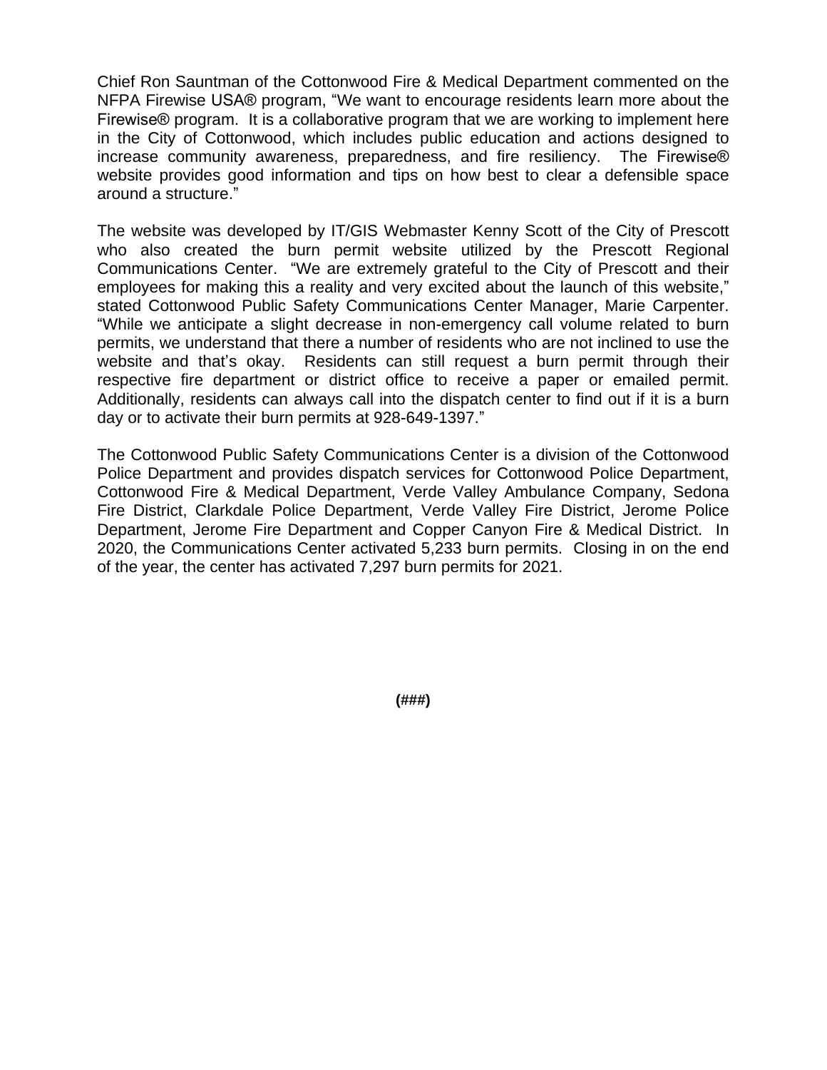Chief Ron Sauntman of the Cottonwood Fire & Medical Department commented on the NFPA Firewise USA® program, "We want to encourage residents learn more about the Firewise® program. It is a collaborative program that we are working to implement here in the City of Cottonwood, which includes public education and actions designed to increase community awareness, preparedness, and fire resiliency. The Firewise® website provides good information and tips on how best to clear a defensible space around a structure."

The website was developed by IT/GIS Webmaster Kenny Scott of the City of Prescott who also created the burn permit website utilized by the Prescott Regional Communications Center. "We are extremely grateful to the City of Prescott and their employees for making this a reality and very excited about the launch of this website," stated Cottonwood Public Safety Communications Center Manager, Marie Carpenter. "While we anticipate a slight decrease in non-emergency call volume related to burn permits, we understand that there a number of residents who are not inclined to use the website and that's okay. Residents can still request a burn permit through their respective fire department or district office to receive a paper or emailed permit. Additionally, residents can always call into the dispatch center to find out if it is a burn day or to activate their burn permits at 928-649-1397."

The Cottonwood Public Safety Communications Center is a division of the Cottonwood Police Department and provides dispatch services for Cottonwood Police Department, Cottonwood Fire & Medical Department, Verde Valley Ambulance Company, Sedona Fire District, Clarkdale Police Department, Verde Valley Fire District, Jerome Police Department, Jerome Fire Department and Copper Canyon Fire & Medical District. In 2020, the Communications Center activated 5,233 burn permits. Closing in on the end of the year, the center has activated 7,297 burn permits for 2021.

**(###)**